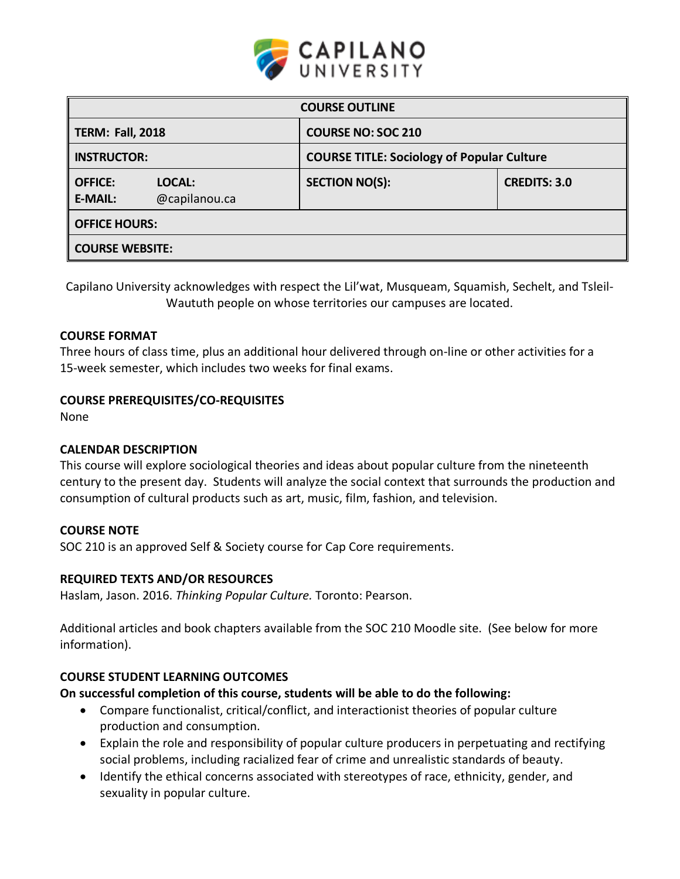CAPILANO UNIVERSITY

| COURSE OUTLINE | | |
|---|---|---|
| **TERM: Fall, 2018** | **COURSE NO: SOC 210** | |
| **INSTRUCTOR:** | **COURSE TITLE: Sociology of Popular Culture** | |
| **OFFICE:** **LOCAL:** <br> **E-MAIL:** @capilanou.ca | **SECTION NO(S):** | **CREDITS: 3.0** |
| **OFFICE HOURS:** | | |
| **COURSE WEBSITE:** | | |

Capilano University acknowledges with respect the Lil'wat, Musqueam, Squamish, Sechelt, and Tsleil-Waututh people on whose territories our campuses are located.

### COURSE FORMAT

Three hours of class time, plus an additional hour delivered through on-line or other activities for a 15-week semester, which includes two weeks for final exams.

### COURSE PREREQUISITES/CO-REQUISITES

None

### CALENDAR DESCRIPTION

This course will explore sociological theories and ideas about popular culture from the nineteenth century to the present day. Students will analyze the social context that surrounds the production and consumption of cultural products such as art, music, film, fashion, and television.

### COURSE NOTE

SOC 210 is an approved Self & Society course for Cap Core requirements.

### REQUIRED TEXTS AND/OR RESOURCES

Haslam, Jason. 2016. *Thinking Popular Culture.* Toronto: Pearson.

Additional articles and book chapters available from the SOC 210 Moodle site. (See below for more information).

### COURSE STUDENT LEARNING OUTCOMES

**On successful completion of this course, students will be able to do the following:**

- Compare functionalist, critical/conflict, and interactionist theories of popular culture production and consumption.
- Explain the role and responsibility of popular culture producers in perpetuating and rectifying social problems, including racialized fear of crime and unrealistic standards of beauty.
- Identify the ethical concerns associated with stereotypes of race, ethnicity, gender, and sexuality in popular culture.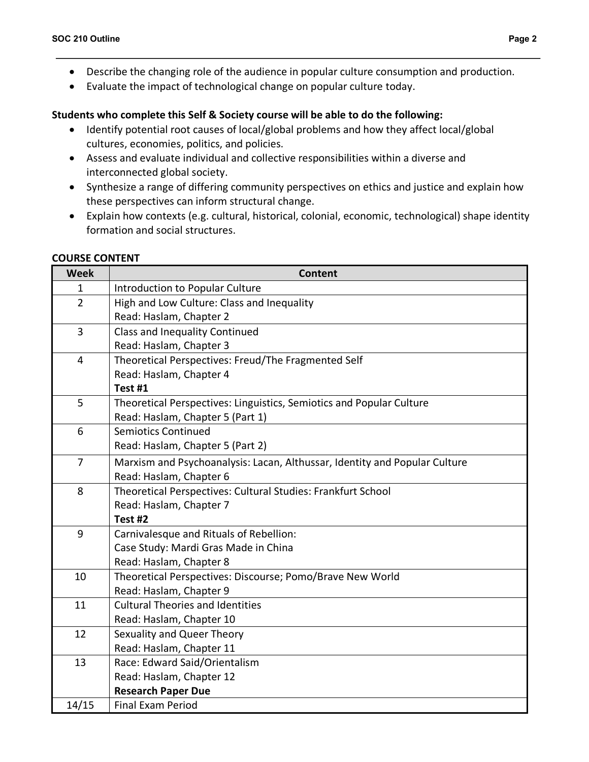- Describe the changing role of the audience in popular culture consumption and production.
- Evaluate the impact of technological change on popular culture today.

**Students who complete this Self & Society course will be able to do the following:**

- Identify potential root causes of local/global problems and how they affect local/global cultures, economies, politics, and policies.
- Assess and evaluate individual and collective responsibilities within a diverse and interconnected global society.
- Synthesize a range of differing community perspectives on ethics and justice and explain how these perspectives can inform structural change.
- Explain how contexts (e.g. cultural, historical, colonial, economic, technological) shape identity formation and social structures.

**COURSE CONTENT**

| Week | Content |
|---|---|
| 1 | Introduction to Popular Culture |
| 2 | High and Low Culture: Class and Inequality<br>Read: Haslam, Chapter 2 |
| 3 | Class and Inequality Continued<br>Read: Haslam, Chapter 3 |
| 4 | Theoretical Perspectives: Freud/The Fragmented Self<br>Read: Haslam, Chapter 4<br>**Test #1** |
| 5 | Theoretical Perspectives: Linguistics, Semiotics and Popular Culture<br>Read: Haslam, Chapter 5 (Part 1) |
| 6 | Semiotics Continued<br>Read: Haslam, Chapter 5 (Part 2) |
| 7 | Marxism and Psychoanalysis: Lacan, Althussar, Identity and Popular Culture<br>Read: Haslam, Chapter 6 |
| 8 | Theoretical Perspectives: Cultural Studies: Frankfurt School<br>Read: Haslam, Chapter 7<br>**Test #2** |
| 9 | Carnivalesque and Rituals of Rebellion:<br>Case Study: Mardi Gras Made in China<br>Read: Haslam, Chapter 8 |
| 10 | Theoretical Perspectives: Discourse; Pomo/Brave New World<br>Read: Haslam, Chapter 9 |
| 11 | Cultural Theories and Identities<br>Read: Haslam, Chapter 10 |
| 12 | Sexuality and Queer Theory<br>Read: Haslam, Chapter 11 |
| 13 | Race: Edward Said/Orientalism<br>Read: Haslam, Chapter 12<br>**Research Paper Due** |
| 14/15 | Final Exam Period |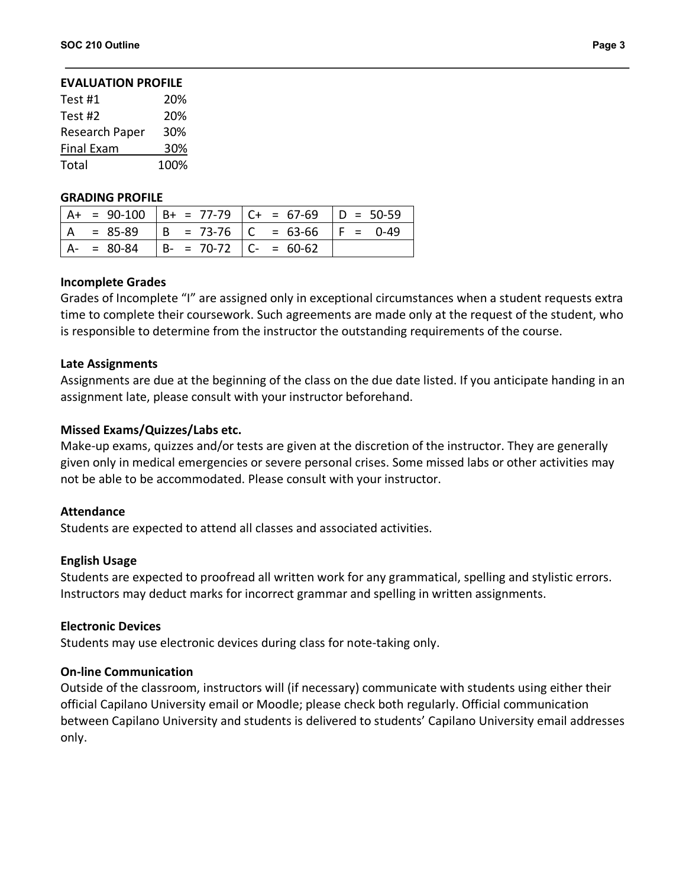**EVALUATION PROFILE**

| | |
|---|---|
| Test #1 | 20% |
| Test #2 | 20% |
| Research Paper | 30% |
| Final Exam | 30% |
| Total | 100% |

**GRADING PROFILE**

| | | | |
|---|---|---|---|
| A+ = 90-100 | B+ = 77-79 | C+ = 67-69 | D = 50-59 |
| A = 85-89 | B = 73-76 | C = 63-66 | F = 0-49 |
| A- = 80-84 | B- = 70-72 | C- = 60-62 | |

**Incomplete Grades**

Grades of Incomplete "I" are assigned only in exceptional circumstances when a student requests extra time to complete their coursework. Such agreements are made only at the request of the student, who is responsible to determine from the instructor the outstanding requirements of the course.

**Late Assignments**

Assignments are due at the beginning of the class on the due date listed. If you anticipate handing in an assignment late, please consult with your instructor beforehand.

**Missed Exams/Quizzes/Labs etc.**

Make-up exams, quizzes and/or tests are given at the discretion of the instructor. They are generally given only in medical emergencies or severe personal crises. Some missed labs or other activities may not be able to be accommodated. Please consult with your instructor.

**Attendance**

Students are expected to attend all classes and associated activities.

**English Usage**

Students are expected to proofread all written work for any grammatical, spelling and stylistic errors. Instructors may deduct marks for incorrect grammar and spelling in written assignments.

**Electronic Devices**

Students may use electronic devices during class for note-taking only.

**On-line Communication**

Outside of the classroom, instructors will (if necessary) communicate with students using either their official Capilano University email or Moodle; please check both regularly. Official communication between Capilano University and students is delivered to students' Capilano University email addresses only.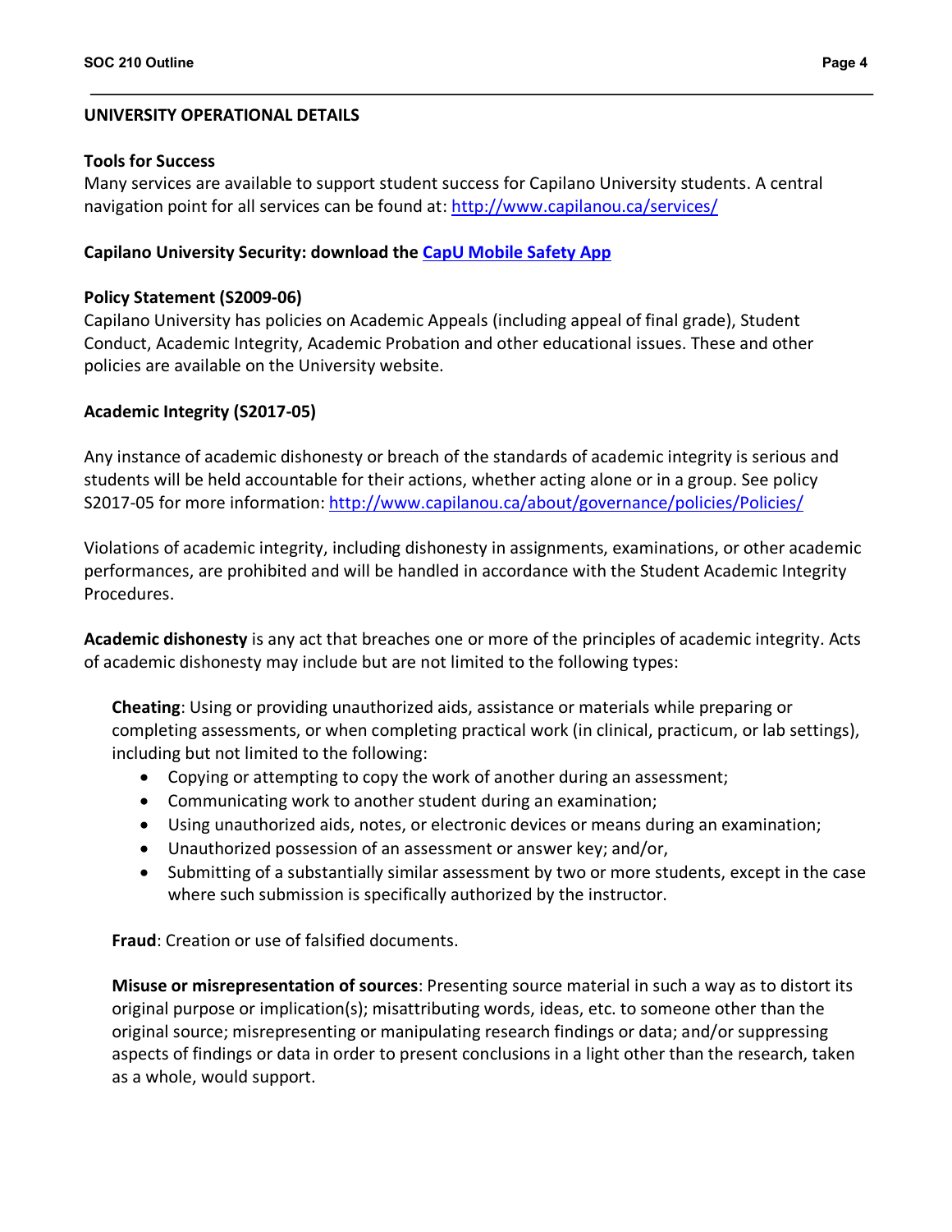## UNIVERSITY OPERATIONAL DETAILS

### Tools for Success

Many services are available to support student success for Capilano University students. A central navigation point for all services can be found at: http://www.capilanou.ca/services/

### Capilano University Security: download the [CapU Mobile Safety App]()

### Policy Statement (S2009-06)

Capilano University has policies on Academic Appeals (including appeal of final grade), Student Conduct, Academic Integrity, Academic Probation and other educational issues. These and other policies are available on the University website.

### Academic Integrity (S2017-05)

Any instance of academic dishonesty or breach of the standards of academic integrity is serious and students will be held accountable for their actions, whether acting alone or in a group. See policy S2017-05 for more information: http://www.capilanou.ca/about/governance/policies/Policies/

Violations of academic integrity, including dishonesty in assignments, examinations, or other academic performances, are prohibited and will be handled in accordance with the Student Academic Integrity Procedures.

**Academic dishonesty** is any act that breaches one or more of the principles of academic integrity. Acts of academic dishonesty may include but are not limited to the following types:

**Cheating**: Using or providing unauthorized aids, assistance or materials while preparing or completing assessments, or when completing practical work (in clinical, practicum, or lab settings), including but not limited to the following:

- Copying or attempting to copy the work of another during an assessment;
- Communicating work to another student during an examination;
- Using unauthorized aids, notes, or electronic devices or means during an examination;
- Unauthorized possession of an assessment or answer key; and/or,
- Submitting of a substantially similar assessment by two or more students, except in the case where such submission is specifically authorized by the instructor.

**Fraud**: Creation or use of falsified documents.

**Misuse or misrepresentation of sources**: Presenting source material in such a way as to distort its original purpose or implication(s); misattributing words, ideas, etc. to someone other than the original source; misrepresenting or manipulating research findings or data; and/or suppressing aspects of findings or data in order to present conclusions in a light other than the research, taken as a whole, would support.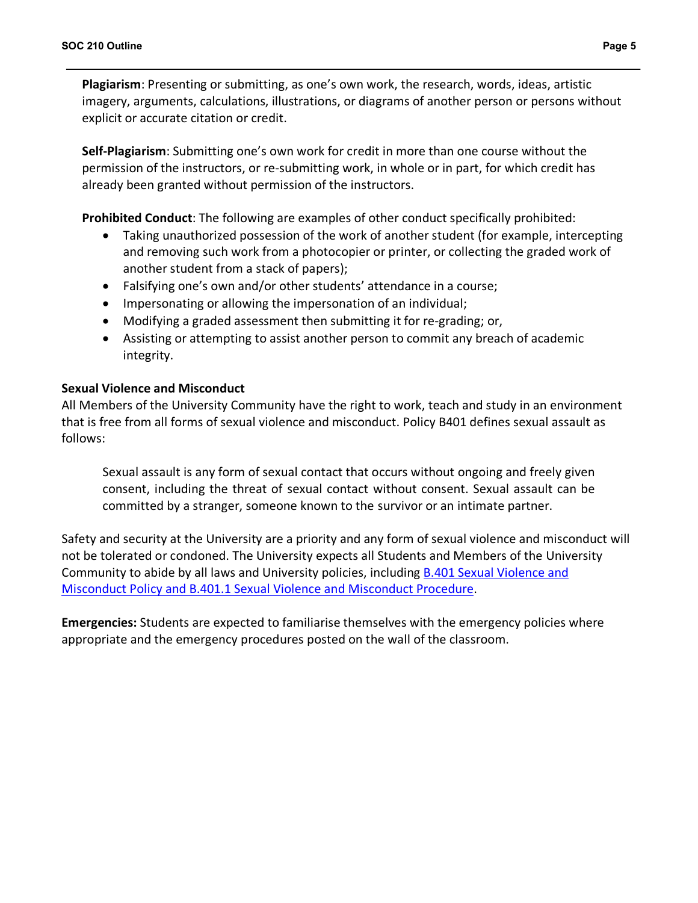**Plagiarism**: Presenting or submitting, as one's own work, the research, words, ideas, artistic imagery, arguments, calculations, illustrations, or diagrams of another person or persons without explicit or accurate citation or credit.

**Self-Plagiarism**: Submitting one's own work for credit in more than one course without the permission of the instructors, or re-submitting work, in whole or in part, for which credit has already been granted without permission of the instructors.

**Prohibited Conduct**: The following are examples of other conduct specifically prohibited:

- Taking unauthorized possession of the work of another student (for example, intercepting and removing such work from a photocopier or printer, or collecting the graded work of another student from a stack of papers);
- Falsifying one's own and/or other students' attendance in a course;
- Impersonating or allowing the impersonation of an individual;
- Modifying a graded assessment then submitting it for re-grading; or,
- Assisting or attempting to assist another person to commit any breach of academic integrity.

**Sexual Violence and Misconduct**

All Members of the University Community have the right to work, teach and study in an environment that is free from all forms of sexual violence and misconduct. Policy B401 defines sexual assault as follows:

> Sexual assault is any form of sexual contact that occurs without ongoing and freely given consent, including the threat of sexual contact without consent. Sexual assault can be committed by a stranger, someone known to the survivor or an intimate partner.

Safety and security at the University are a priority and any form of sexual violence and misconduct will not be tolerated or condoned. The University expects all Students and Members of the University Community to abide by all laws and University policies, including B.401 Sexual Violence and Misconduct Policy and B.401.1 Sexual Violence and Misconduct Procedure.

**Emergencies:** Students are expected to familiarise themselves with the emergency policies where appropriate and the emergency procedures posted on the wall of the classroom.